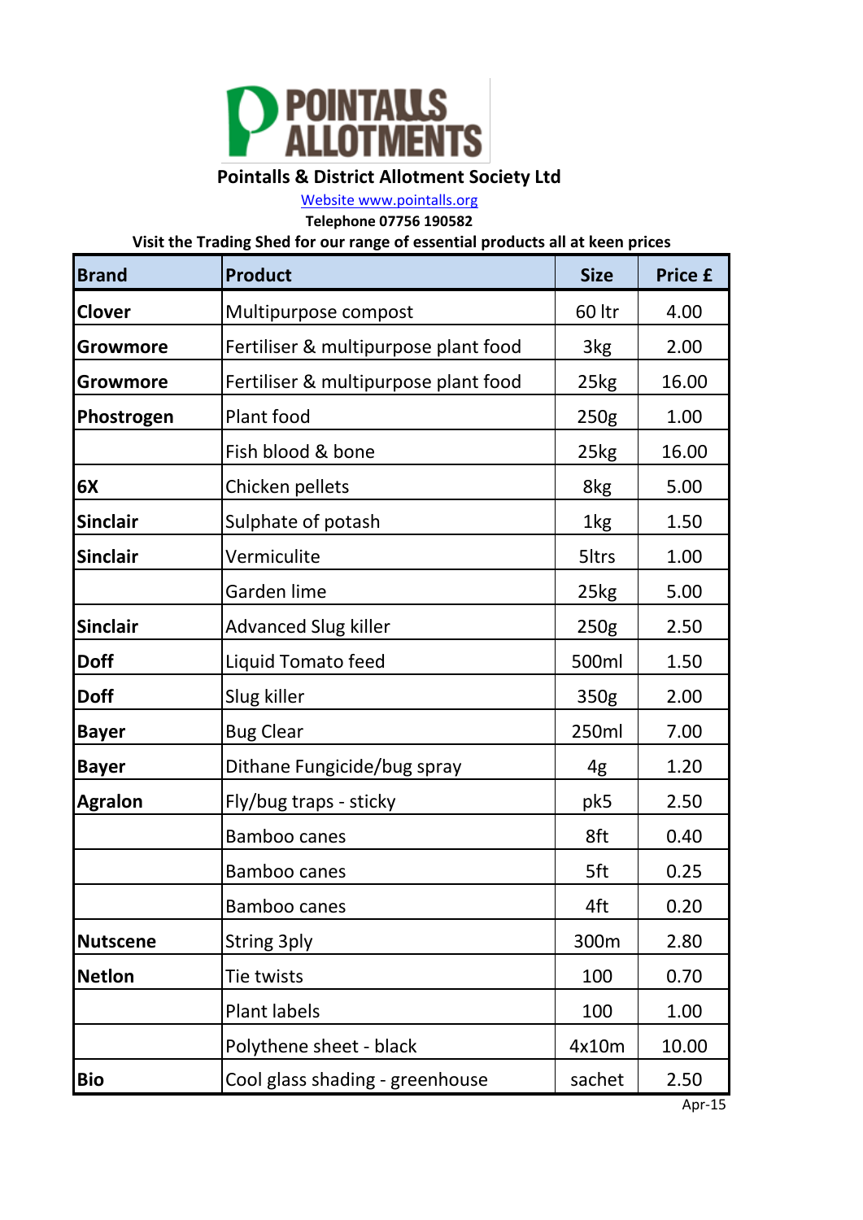# POINTALLS ALLOTMENTS

**Pointalls & District Allotment Society Ltd**

Website www.pointalls.org

**Telephone 07756 190582**

**Visit the Trading Shed for our range of essential products all at keen prices**

| Brand | Product | Size | Price £ |
|---|---|---|---|
| **Clover** | Multipurpose compost | 60 ltr | 4.00 |
| **Growmore** | Fertiliser & multipurpose plant food | 3kg | 2.00 |
| **Growmore** | Fertiliser & multipurpose plant food | 25kg | 16.00 |
| **Phostrogen** | Plant food | 250g | 1.00 |
| | Fish blood & bone | 25kg | 16.00 |
| **6X** | Chicken pellets | 8kg | 5.00 |
| **Sinclair** | Sulphate of potash | 1kg | 1.50 |
| **Sinclair** | Vermiculite | 5ltrs | 1.00 |
| | Garden lime | 25kg | 5.00 |
| **Sinclair** | Advanced Slug killer | 250g | 2.50 |
| **Doff** | Liquid Tomato feed | 500ml | 1.50 |
| **Doff** | Slug killer | 350g | 2.00 |
| **Bayer** | Bug Clear | 250ml | 7.00 |
| **Bayer** | Dithane Fungicide/bug spray | 4g | 1.20 |
| **Agralon** | Fly/bug traps - sticky | pk5 | 2.50 |
| | Bamboo canes | 8ft | 0.40 |
| | Bamboo canes | 5ft | 0.25 |
| | Bamboo canes | 4ft | 0.20 |
| **Nutscene** | String 3ply | 300m | 2.80 |
| **Netlon** | Tie twists | 100 | 0.70 |
| | Plant labels | 100 | 1.00 |
| | Polythene sheet - black | 4x10m | 10.00 |
| **Bio** | Cool glass shading - greenhouse | sachet | 2.50 |

Apr-15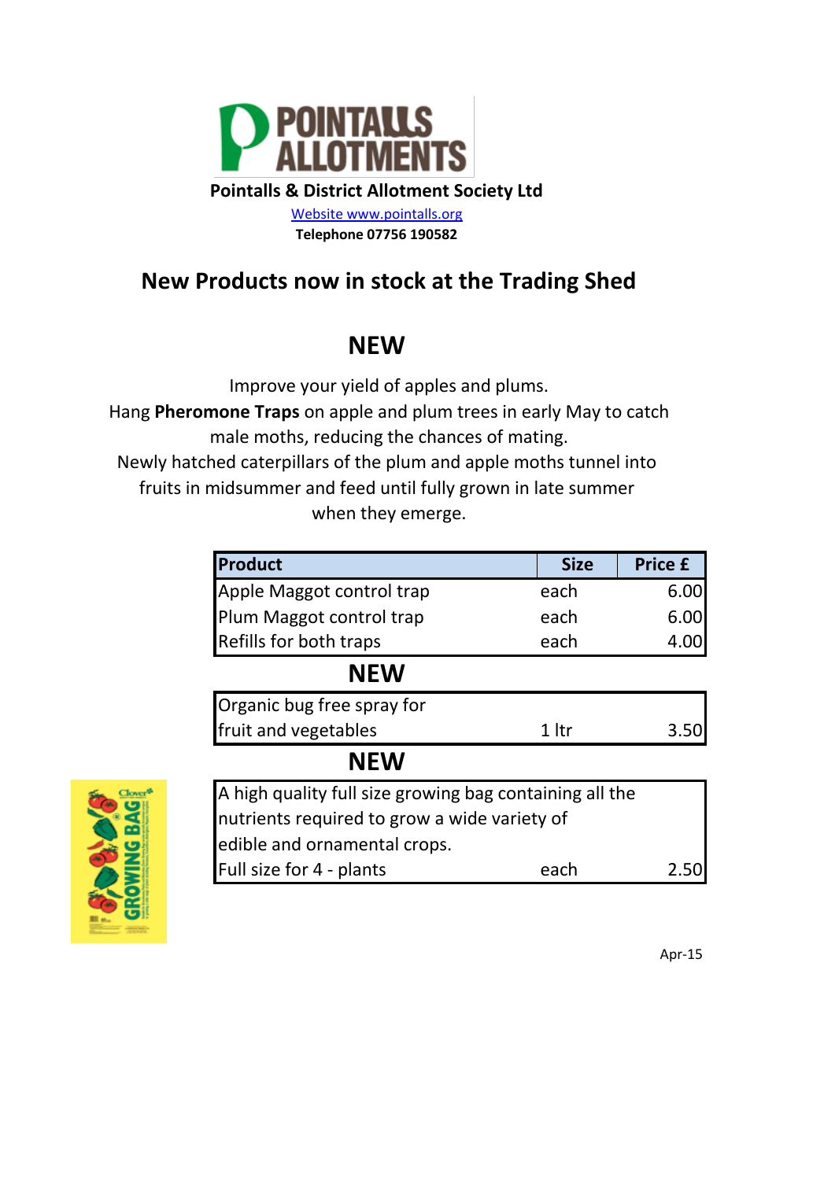**Pointalls & District Allotment Society Ltd**

[Website www.pointalls.org](http://www.pointalls.org)

**Telephone 07756 190582**

## New Products now in stock at the Trading Shed

## NEW

Improve your yield of apples and plums.
Hang **Pheromone Traps** on apple and plum trees in early May to catch male moths, reducing the chances of mating.
Newly hatched caterpillars of the plum and apple moths tunnel into fruits in midsummer and feed until fully grown in late summer when they emerge.

| Product | Size | Price £ |
|---|---|---|
| Apple Maggot control trap | each | 6.00 |
| Plum Maggot control trap | each | 6.00 |
| Refills for both traps | each | 4.00 |

## NEW

| | | |
|---|---|---|
| Organic bug free spray for fruit and vegetables | 1 ltr | 3.50 |

## NEW

| | | |
|---|---|---|
| A high quality full size growing bag containing all the nutrients required to grow a wide variety of edible and ornamental crops. | | |
| Full size for 4 - plants | each | 2.50 |

Apr-15